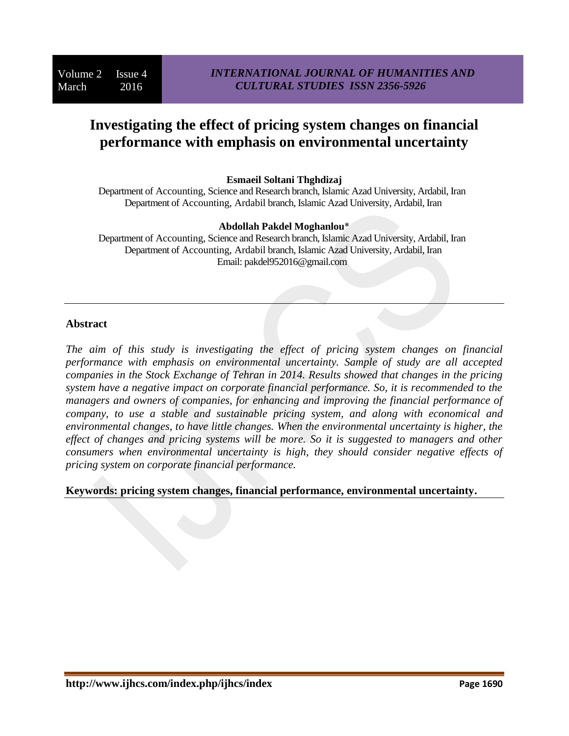# Investigating the effect of pricing system changes on financial performance with emphasis on environmental uncertainty

**Esmaeil Soltani Thghdizaj**

Department of Accounting, Science and Research branch, Islamic Azad University, Ardabil, Iran
Department of Accounting, Ardabil branch, Islamic Azad University, Ardabil, Iran

**Abdollah Pakdel Moghanlou***

Department of Accounting, Science and Research branch, Islamic Azad University, Ardabil, Iran
Department of Accounting, Ardabil branch, Islamic Azad University, Ardabil, Iran
Email: pakdel952016@gmail.com

---

## Abstract

*The aim of this study is investigating the effect of pricing system changes on financial performance with emphasis on environmental uncertainty. Sample of study are all accepted companies in the Stock Exchange of Tehran in 2014. Results showed that changes in the pricing system have a negative impact on corporate financial performance. So, it is recommended to the managers and owners of companies, for enhancing and improving the financial performance of company, to use a stable and sustainable pricing system, and along with economical and environmental changes, to have little changes. When the environmental uncertainty is higher, the effect of changes and pricing systems will be more. So it is suggested to managers and other consumers when environmental uncertainty is high, they should consider negative effects of pricing system on corporate financial performance.*

**Keywords: pricing system changes, financial performance, environmental uncertainty.**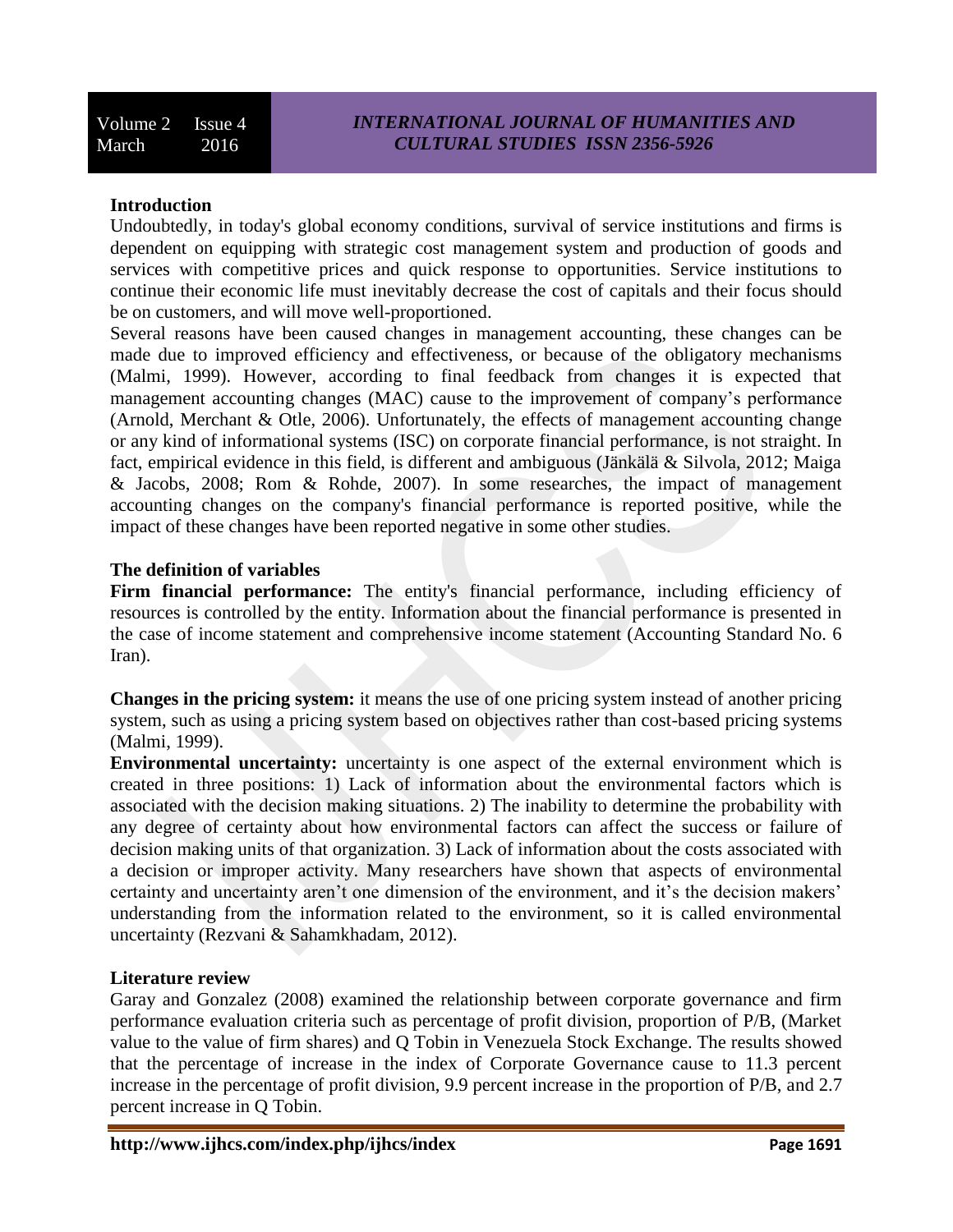**Introduction**

Undoubtedly, in today's global economy conditions, survival of service institutions and firms is dependent on equipping with strategic cost management system and production of goods and services with competitive prices and quick response to opportunities. Service institutions to continue their economic life must inevitably decrease the cost of capitals and their focus should be on customers, and will move well-proportioned.

Several reasons have been caused changes in management accounting, these changes can be made due to improved efficiency and effectiveness, or because of the obligatory mechanisms (Malmi, 1999). However, according to final feedback from changes it is expected that management accounting changes (MAC) cause to the improvement of company's performance (Arnold, Merchant & Otle, 2006). Unfortunately, the effects of management accounting change or any kind of informational systems (ISC) on corporate financial performance, is not straight. In fact, empirical evidence in this field, is different and ambiguous (Jänkälä & Silvola, 2012; Maiga & Jacobs, 2008; Rom & Rohde, 2007). In some researches, the impact of management accounting changes on the company's financial performance is reported positive, while the impact of these changes have been reported negative in some other studies.

**The definition of variables**

**Firm financial performance:** The entity's financial performance, including efficiency of resources is controlled by the entity. Information about the financial performance is presented in the case of income statement and comprehensive income statement (Accounting Standard No. 6 Iran).

**Changes in the pricing system:** it means the use of one pricing system instead of another pricing system, such as using a pricing system based on objectives rather than cost-based pricing systems (Malmi, 1999).

**Environmental uncertainty:** uncertainty is one aspect of the external environment which is created in three positions: 1) Lack of information about the environmental factors which is associated with the decision making situations. 2) The inability to determine the probability with any degree of certainty about how environmental factors can affect the success or failure of decision making units of that organization. 3) Lack of information about the costs associated with a decision or improper activity. Many researchers have shown that aspects of environmental certainty and uncertainty aren't one dimension of the environment, and it's the decision makers' understanding from the information related to the environment, so it is called environmental uncertainty (Rezvani & Sahamkhadam, 2012).

**Literature review**

Garay and Gonzalez (2008) examined the relationship between corporate governance and firm performance evaluation criteria such as percentage of profit division, proportion of P/B, (Market value to the value of firm shares) and Q Tobin in Venezuela Stock Exchange. The results showed that the percentage of increase in the index of Corporate Governance cause to 11.3 percent increase in the percentage of profit division, 9.9 percent increase in the proportion of P/B, and 2.7 percent increase in Q Tobin.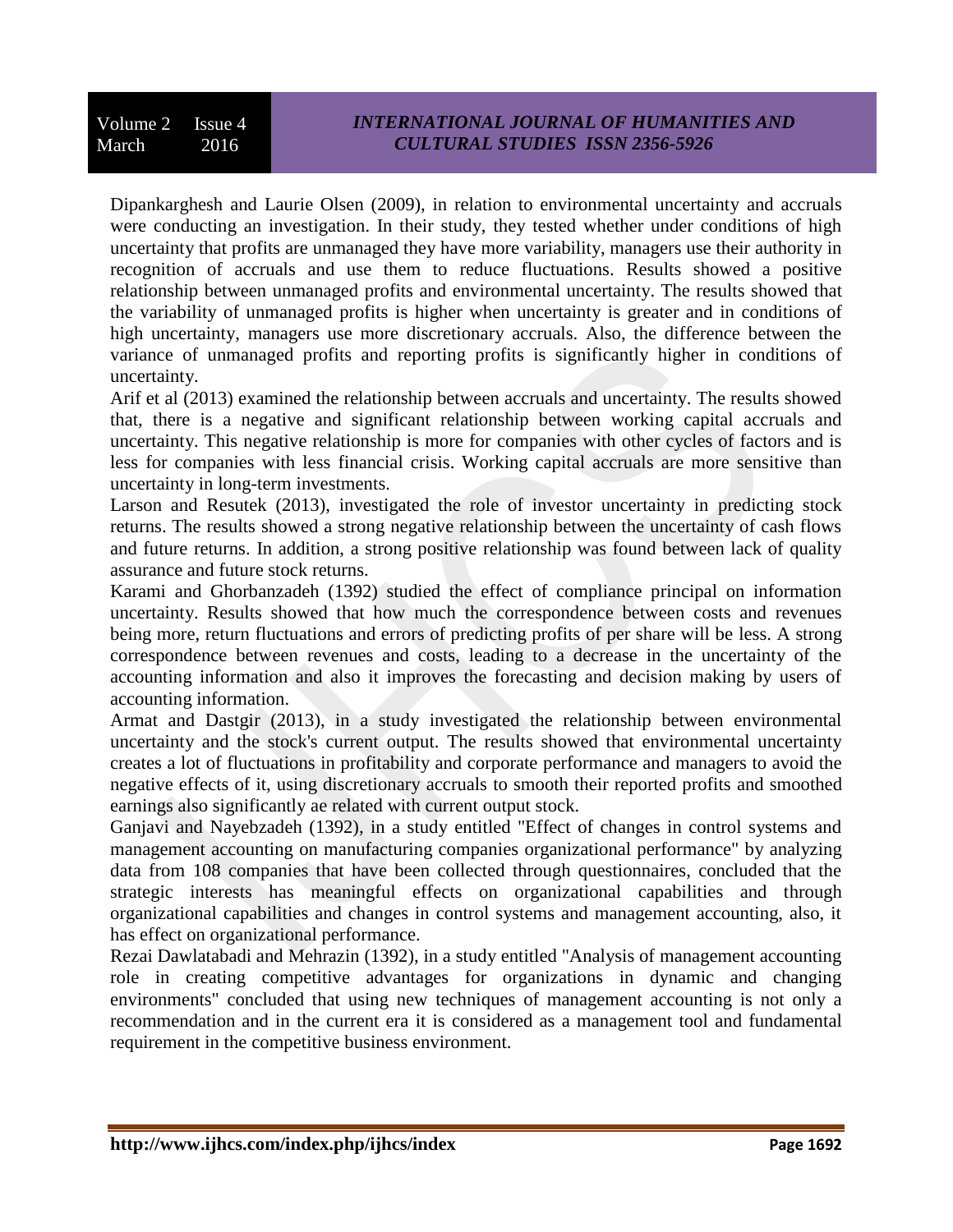Dipankarghesh and Laurie Olsen (2009), in relation to environmental uncertainty and accruals were conducting an investigation. In their study, they tested whether under conditions of high uncertainty that profits are unmanaged they have more variability, managers use their authority in recognition of accruals and use them to reduce fluctuations. Results showed a positive relationship between unmanaged profits and environmental uncertainty. The results showed that the variability of unmanaged profits is higher when uncertainty is greater and in conditions of high uncertainty, managers use more discretionary accruals. Also, the difference between the variance of unmanaged profits and reporting profits is significantly higher in conditions of uncertainty.

Arif et al (2013) examined the relationship between accruals and uncertainty. The results showed that, there is a negative and significant relationship between working capital accruals and uncertainty. This negative relationship is more for companies with other cycles of factors and is less for companies with less financial crisis. Working capital accruals are more sensitive than uncertainty in long-term investments.

Larson and Resutek (2013), investigated the role of investor uncertainty in predicting stock returns. The results showed a strong negative relationship between the uncertainty of cash flows and future returns. In addition, a strong positive relationship was found between lack of quality assurance and future stock returns.

Karami and Ghorbanzadeh (1392) studied the effect of compliance principal on information uncertainty. Results showed that how much the correspondence between costs and revenues being more, return fluctuations and errors of predicting profits of per share will be less. A strong correspondence between revenues and costs, leading to a decrease in the uncertainty of the accounting information and also it improves the forecasting and decision making by users of accounting information.

Armat and Dastgir (2013), in a study investigated the relationship between environmental uncertainty and the stock's current output. The results showed that environmental uncertainty creates a lot of fluctuations in profitability and corporate performance and managers to avoid the negative effects of it, using discretionary accruals to smooth their reported profits and smoothed earnings also significantly ae related with current output stock.

Ganjavi and Nayebzadeh (1392), in a study entitled "Effect of changes in control systems and management accounting on manufacturing companies organizational performance" by analyzing data from 108 companies that have been collected through questionnaires, concluded that the strategic interests has meaningful effects on organizational capabilities and through organizational capabilities and changes in control systems and management accounting, also, it has effect on organizational performance.

Rezai Dawlatabadi and Mehrazin (1392), in a study entitled "Analysis of management accounting role in creating competitive advantages for organizations in dynamic and changing environments" concluded that using new techniques of management accounting is not only a recommendation and in the current era it is considered as a management tool and fundamental requirement in the competitive business environment.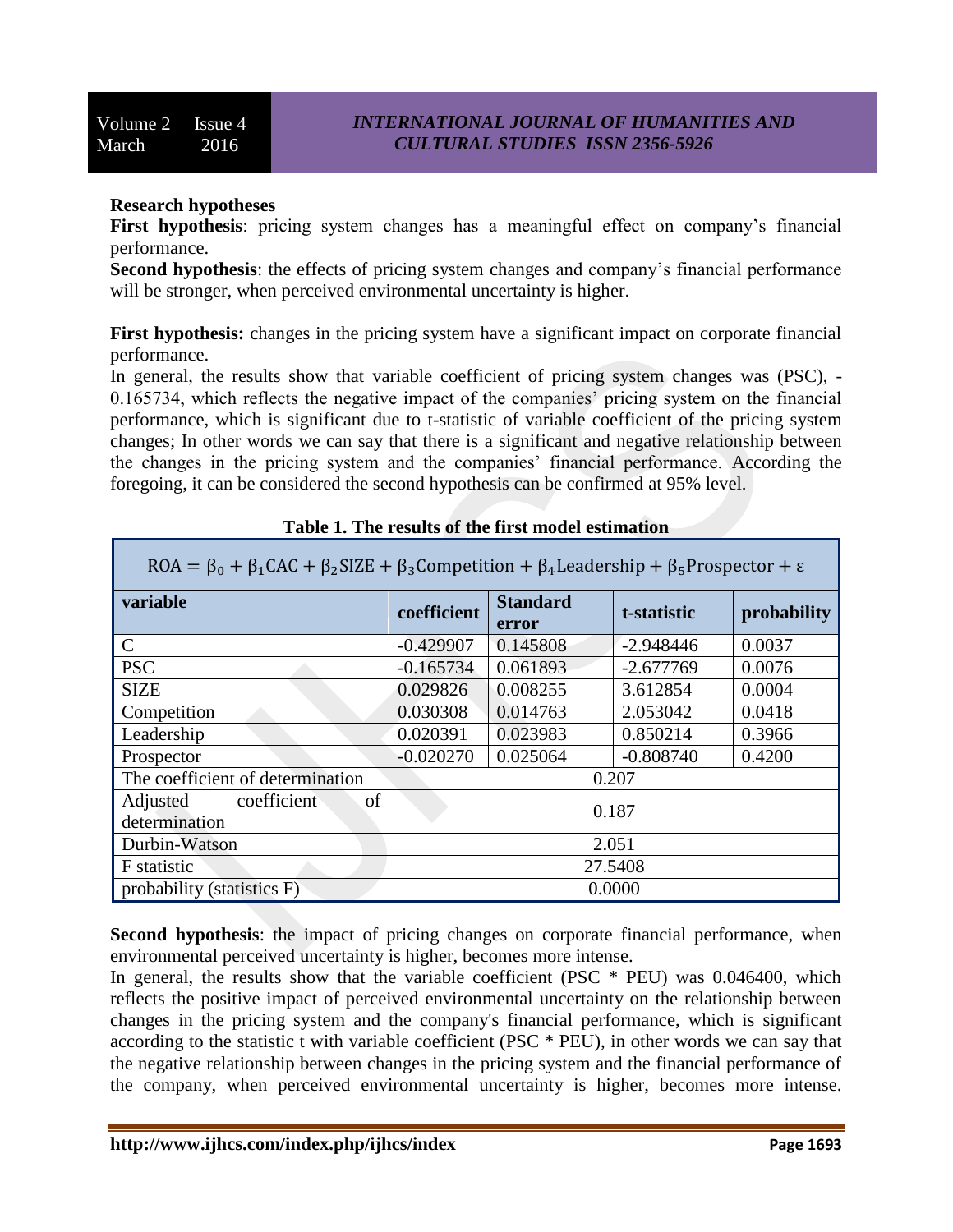**Research hypotheses**

**First hypothesis**: pricing system changes has a meaningful effect on company's financial performance.

**Second hypothesis**: the effects of pricing system changes and company's financial performance will be stronger, when perceived environmental uncertainty is higher.

**First hypothesis:** changes in the pricing system have a significant impact on corporate financial performance.

In general, the results show that variable coefficient of pricing system changes was (PSC), -0.165734, which reflects the negative impact of the companies' pricing system on the financial performance, which is significant due to t-statistic of variable coefficient of the pricing system changes; In other words we can say that there is a significant and negative relationship between the changes in the pricing system and the companies' financial performance. According the foregoing, it can be considered the second hypothesis can be confirmed at 95% level.

**Table 1. The results of the first model estimation**

$$ROA = \beta_0 + \beta_1 CAC + \beta_2 SIZE + \beta_3 Competition + \beta_4 Leadership + \beta_5 Prospector + \varepsilon$$

| variable | coefficient | Standard error | t-statistic | probability |
|---|---|---|---|---|
| C | -0.429907 | 0.145808 | -2.948446 | 0.0037 |
| PSC | -0.165734 | 0.061893 | -2.677769 | 0.0076 |
| SIZE | 0.029826 | 0.008255 | 3.612854 | 0.0004 |
| Competition | 0.030308 | 0.014763 | 2.053042 | 0.0418 |
| Leadership | 0.020391 | 0.023983 | 0.850214 | 0.3966 |
| Prospector | -0.020270 | 0.025064 | -0.808740 | 0.4200 |
| The coefficient of determination | 0.207 | | | |
| Adjusted coefficient of determination | 0.187 | | | |
| Durbin-Watson | 2.051 | | | |
| F statistic | 27.5408 | | | |
| probability (statistics F) | 0.0000 | | | |

**Second hypothesis**: the impact of pricing changes on corporate financial performance, when environmental perceived uncertainty is higher, becomes more intense.

In general, the results show that the variable coefficient (PSC * PEU) was 0.046400, which reflects the positive impact of perceived environmental uncertainty on the relationship between changes in the pricing system and the company's financial performance, which is significant according to the statistic t with variable coefficient (PSC * PEU), in other words we can say that the negative relationship between changes in the pricing system and the financial performance of the company, when perceived environmental uncertainty is higher, becomes more intense.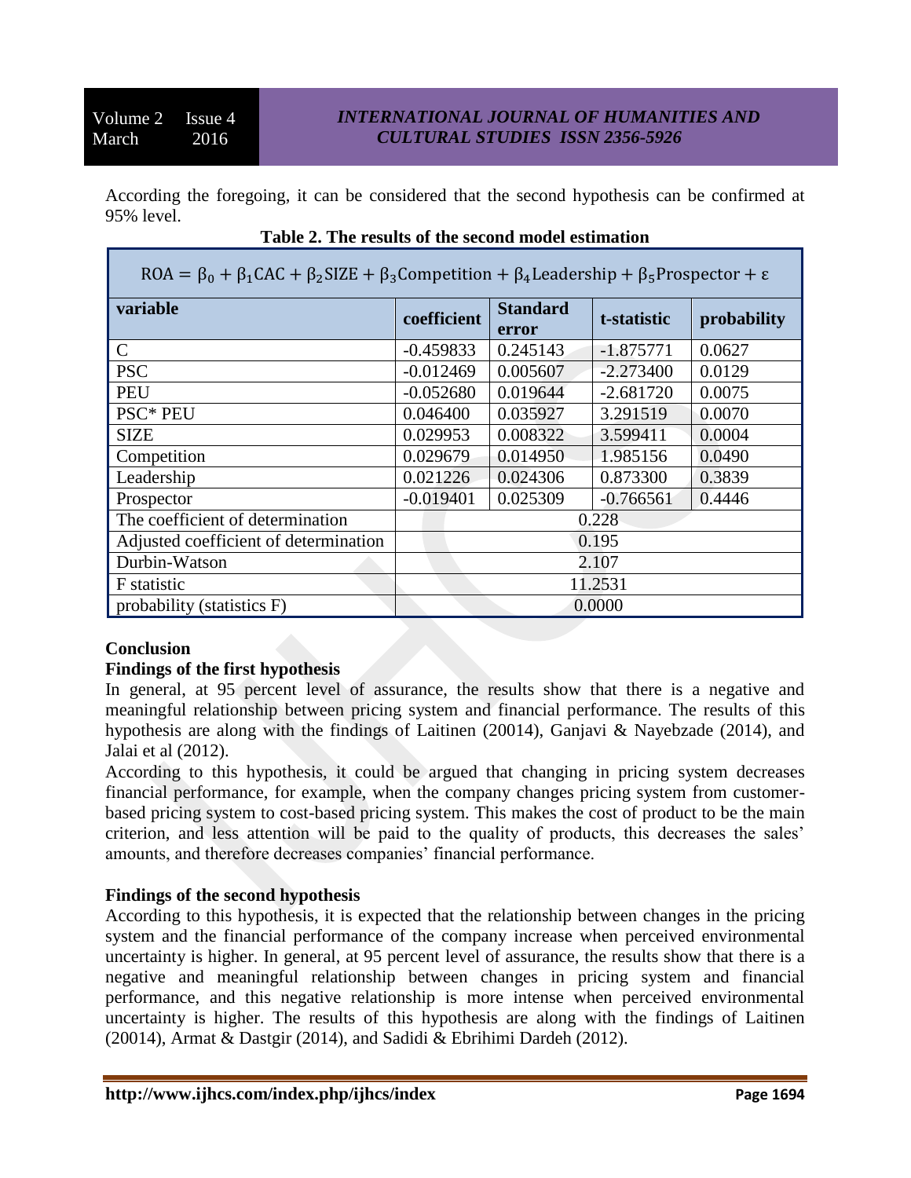According the foregoing, it can be considered that the second hypothesis can be confirmed at 95% level.

**Table 2. The results of the second model estimation**

| $ROA = \beta_0 + \beta_1 CAC + \beta_2 SIZE + \beta_3 Competition + \beta_4 Leadership + \beta_5 Prospector + \varepsilon$ | | | | |
|---|---|---|---|---|
| **variable** | **coefficient** | **Standard error** | **t-statistic** | **probability** |
| C | -0.459833 | 0.245143 | -1.875771 | 0.0627 |
| PSC | -0.012469 | 0.005607 | -2.273400 | 0.0129 |
| PEU | -0.052680 | 0.019644 | -2.681720 | 0.0075 |
| PSC* PEU | 0.046400 | 0.035927 | 3.291519 | 0.0070 |
| SIZE | 0.029953 | 0.008322 | 3.599411 | 0.0004 |
| Competition | 0.029679 | 0.014950 | 1.985156 | 0.0490 |
| Leadership | 0.021226 | 0.024306 | 0.873300 | 0.3839 |
| Prospector | -0.019401 | 0.025309 | -0.766561 | 0.4446 |
| The coefficient of determination | 0.228 | | | |
| Adjusted coefficient of determination | 0.195 | | | |
| Durbin-Watson | 2.107 | | | |
| F statistic | 11.2531 | | | |
| probability (statistics F) | 0.0000 | | | |

## Conclusion

### Findings of the first hypothesis

In general, at 95 percent level of assurance, the results show that there is a negative and meaningful relationship between pricing system and financial performance. The results of this hypothesis are along with the findings of Laitinen (20014), Ganjavi & Nayebzade (2014), and Jalai et al (2012).

According to this hypothesis, it could be argued that changing in pricing system decreases financial performance, for example, when the company changes pricing system from customer-based pricing system to cost-based pricing system. This makes the cost of product to be the main criterion, and less attention will be paid to the quality of products, this decreases the sales' amounts, and therefore decreases companies' financial performance.

### Findings of the second hypothesis

According to this hypothesis, it is expected that the relationship between changes in the pricing system and the financial performance of the company increase when perceived environmental uncertainty is higher. In general, at 95 percent level of assurance, the results show that there is a negative and meaningful relationship between changes in pricing system and financial performance, and this negative relationship is more intense when perceived environmental uncertainty is higher. The results of this hypothesis are along with the findings of Laitinen (20014), Armat & Dastgir (2014), and Sadidi & Ebrihimi Dardeh (2012).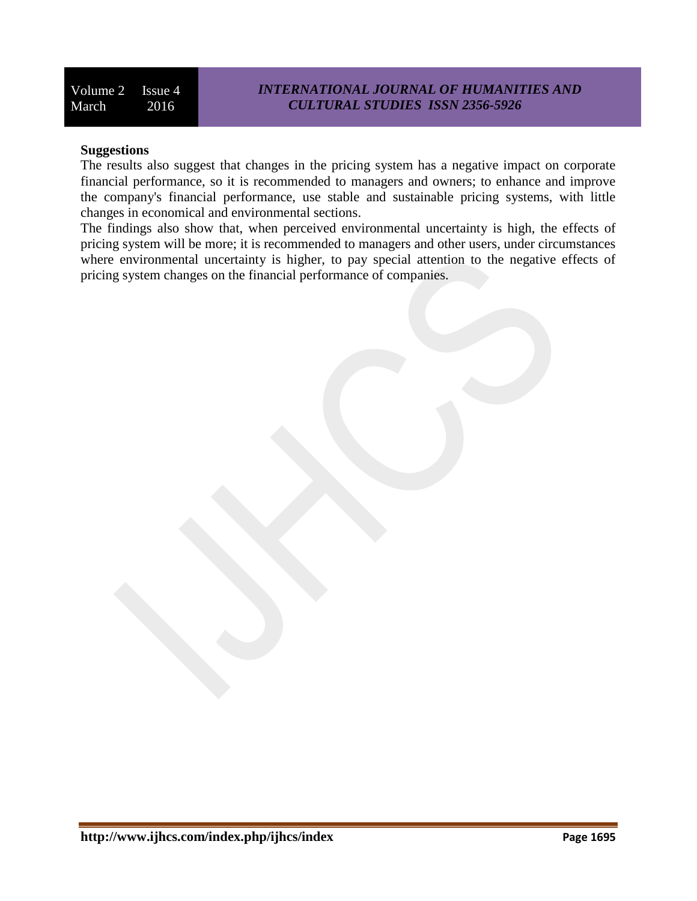**Suggestions**

The results also suggest that changes in the pricing system has a negative impact on corporate financial performance, so it is recommended to managers and owners; to enhance and improve the company's financial performance, use stable and sustainable pricing systems, with little changes in economical and environmental sections.

The findings also show that, when perceived environmental uncertainty is high, the effects of pricing system will be more; it is recommended to managers and other users, under circumstances where environmental uncertainty is higher, to pay special attention to the negative effects of pricing system changes on the financial performance of companies.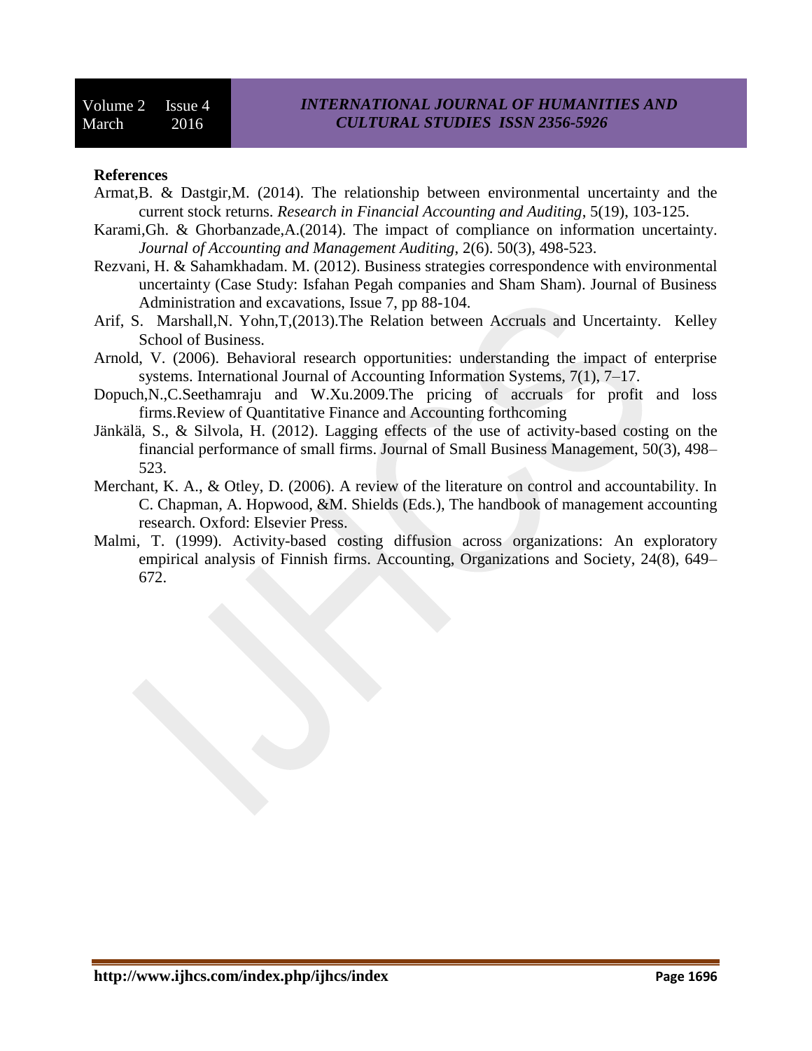**References**

Armat,B. & Dastgir,M. (2014). The relationship between environmental uncertainty and the current stock returns. *Research in Financial Accounting and Auditing*, 5(19), 103-125.

Karami,Gh. & Ghorbanzade,A.(2014). The impact of compliance on information uncertainty. *Journal of Accounting and Management Auditing*, 2(6). 50(3), 498-523.

Rezvani, H. & Sahamkhadam. M. (2012). Business strategies correspondence with environmental uncertainty (Case Study: Isfahan Pegah companies and Sham Sham). Journal of Business Administration and excavations, Issue 7, pp 88-104.

Arif, S. Marshall,N. Yohn,T,(2013).The Relation between Accruals and Uncertainty. Kelley School of Business.

Arnold, V. (2006). Behavioral research opportunities: understanding the impact of enterprise systems. International Journal of Accounting Information Systems, 7(1), 7–17.

Dopuch,N.,C.Seethamraju and W.Xu.2009.The pricing of accruals for profit and loss firms.Review of Quantitative Finance and Accounting forthcoming

Jänkälä, S., & Silvola, H. (2012). Lagging effects of the use of activity-based costing on the financial performance of small firms. Journal of Small Business Management, 50(3), 498–523.

Merchant, K. A., & Otley, D. (2006). A review of the literature on control and accountability. In C. Chapman, A. Hopwood, &M. Shields (Eds.), The handbook of management accounting research. Oxford: Elsevier Press.

Malmi, T. (1999). Activity-based costing diffusion across organizations: An exploratory empirical analysis of Finnish firms. Accounting, Organizations and Society, 24(8), 649–672.